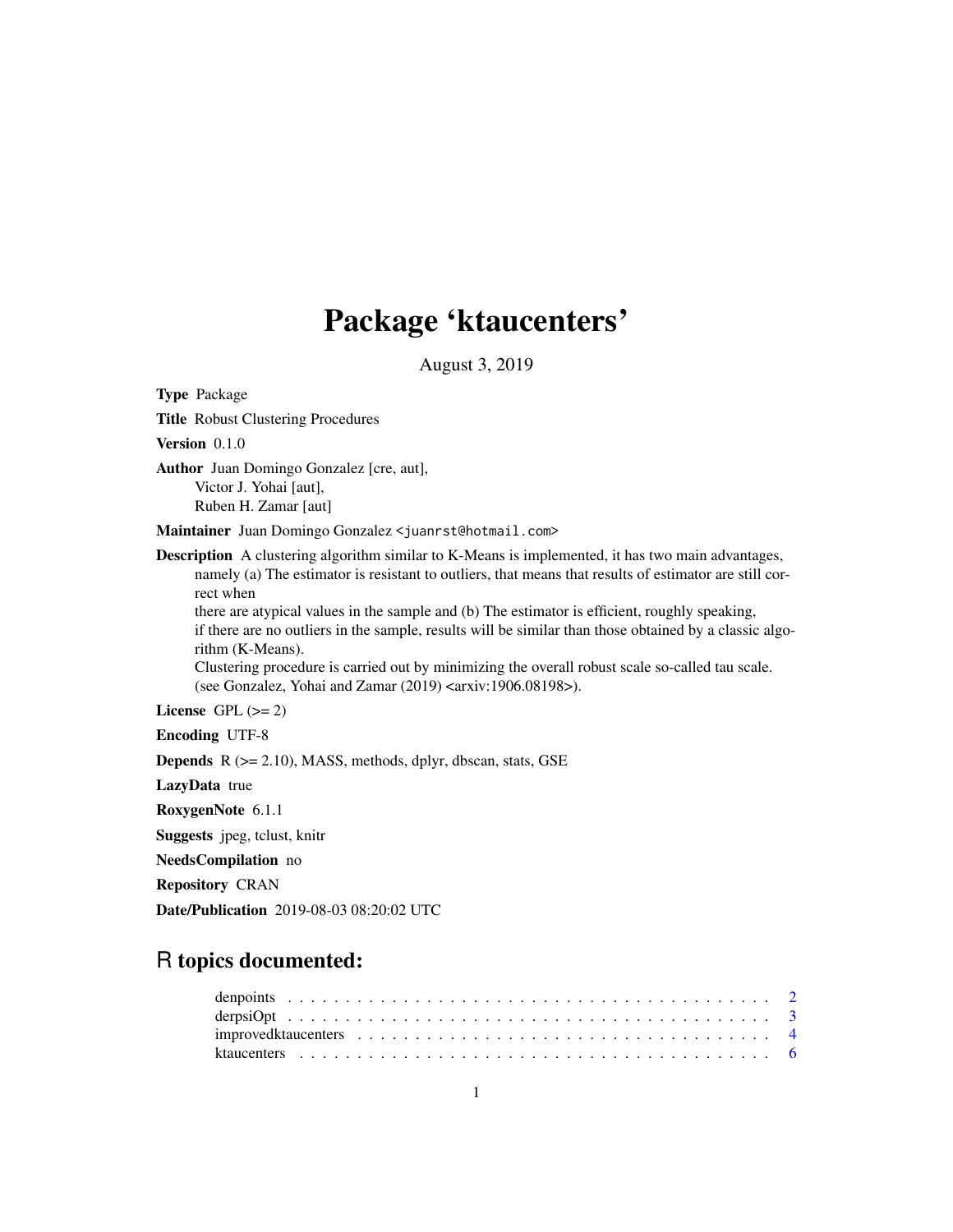# Package 'ktaucenters'

August 3, 2019

**Type** Package

**Title** Robust Clustering Procedures

**Version** 0.1.0

**Author** Juan Domingo Gonzalez [cre, aut],
Victor J. Yohai [aut],
Ruben H. Zamar [aut]

**Maintainer** Juan Domingo Gonzalez <juanrst@hotmail.com>

**Description** A clustering algorithm similar to K-Means is implemented, it has two main advantages, namely (a) The estimator is resistant to outliers, that means that results of estimator are still correct when
there are atypical values in the sample and (b) The estimator is efficient, roughly speaking,
if there are no outliers in the sample, results will be similar than those obtained by a classic algorithm (K-Means).
Clustering procedure is carried out by minimizing the overall robust scale so-called tau scale.
(see Gonzalez, Yohai and Zamar (2019) <arxiv:1906.08198>).

**License** GPL (>= 2)

**Encoding** UTF-8

**Depends** R (>= 2.10), MASS, methods, dplyr, dbscan, stats, GSE

**LazyData** true

**RoxygenNote** 6.1.1

**Suggests** jpeg, tclust, knitr

**NeedsCompilation** no

**Repository** CRAN

**Date/Publication** 2019-08-03 08:20:02 UTC

## R topics documented:

| | |
|---|---|
| denpoints | 2 |
| derpsiOpt | 3 |
| improvedktaucenters | 4 |
| ktaucenters | 6 |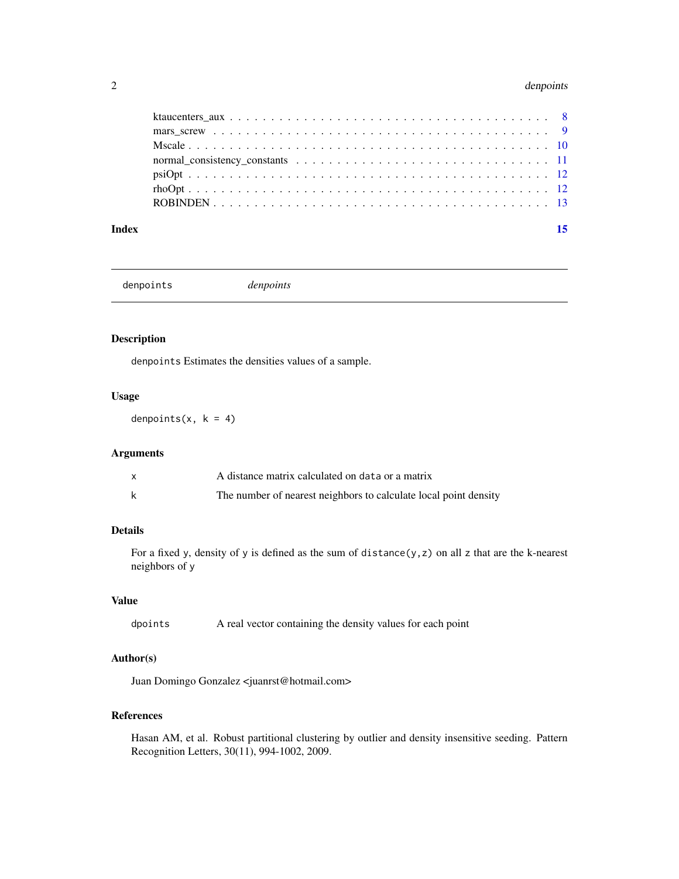ktaucenters_aux . . . . . . . . . . . . . . . . . . . . . . . . . . . . . . . . . . . . . . 8
mars_screw . . . . . . . . . . . . . . . . . . . . . . . . . . . . . . . . . . . . . . . . 9
Mscale . . . . . . . . . . . . . . . . . . . . . . . . . . . . . . . . . . . . . . . . . . 10
normal_consistency_constants . . . . . . . . . . . . . . . . . . . . . . . . . . . . . . . 11
psiOpt . . . . . . . . . . . . . . . . . . . . . . . . . . . . . . . . . . . . . . . . . . 12
rhoOpt . . . . . . . . . . . . . . . . . . . . . . . . . . . . . . . . . . . . . . . . . . 12
ROBINDEN . . . . . . . . . . . . . . . . . . . . . . . . . . . . . . . . . . . . . . . . 13

**Index** 15

---

`denpoints` *denpoints*

---

## Description

`denpoints` Estimates the densities values of a sample.

## Usage

```
denpoints(x, k = 4)
```

## Arguments

| | |
|---|---|
| `x` | A distance matrix calculated on `data` or a matrix |
| `k` | The number of nearest neighbors to calculate local point density |

## Details

For a fixed `y`, density of `y` is defined as the sum of `distance(y,z)` on all `z` that are the k-nearest neighbors of `y`

## Value

| | |
|---|---|
| `dpoints` | A real vector containing the density values for each point |

## Author(s)

Juan Domingo Gonzalez <juanrst@hotmail.com>

## References

Hasan AM, et al. Robust partitional clustering by outlier and density insensitive seeding. Pattern Recognition Letters, 30(11), 994-1002, 2009.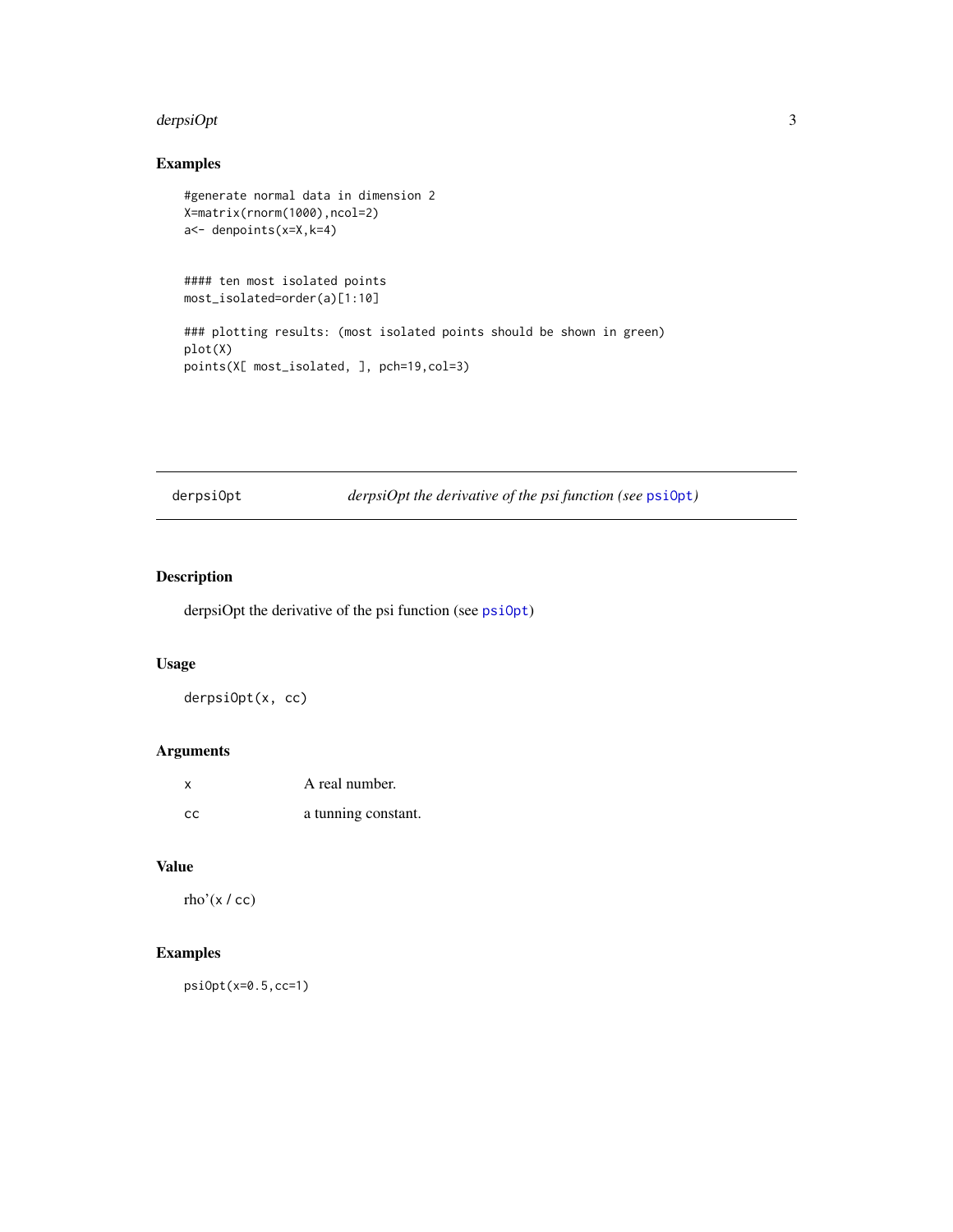## Examples

```
#generate normal data in dimension 2
X=matrix(rnorm(1000),ncol=2)
a<- denpoints(x=X,k=4)


#### ten most isolated points
most_isolated=order(a)[1:10]

### plotting results: (most isolated points should be shown in green)
plot(X)
points(X[ most_isolated, ], pch=19,col=3)
```

---

# derpsiOpt — *derpsiOpt the derivative of the psi function (see psiOpt)*

---

## Description

derpsiOpt the derivative of the psi function (see psiOpt)

## Usage

```
derpsiOpt(x, cc)
```

## Arguments

| | |
|---|---|
| x | A real number. |
| cc | a tunning constant. |

## Value

rho'(x / cc)

## Examples

```
psiOpt(x=0.5,cc=1)
```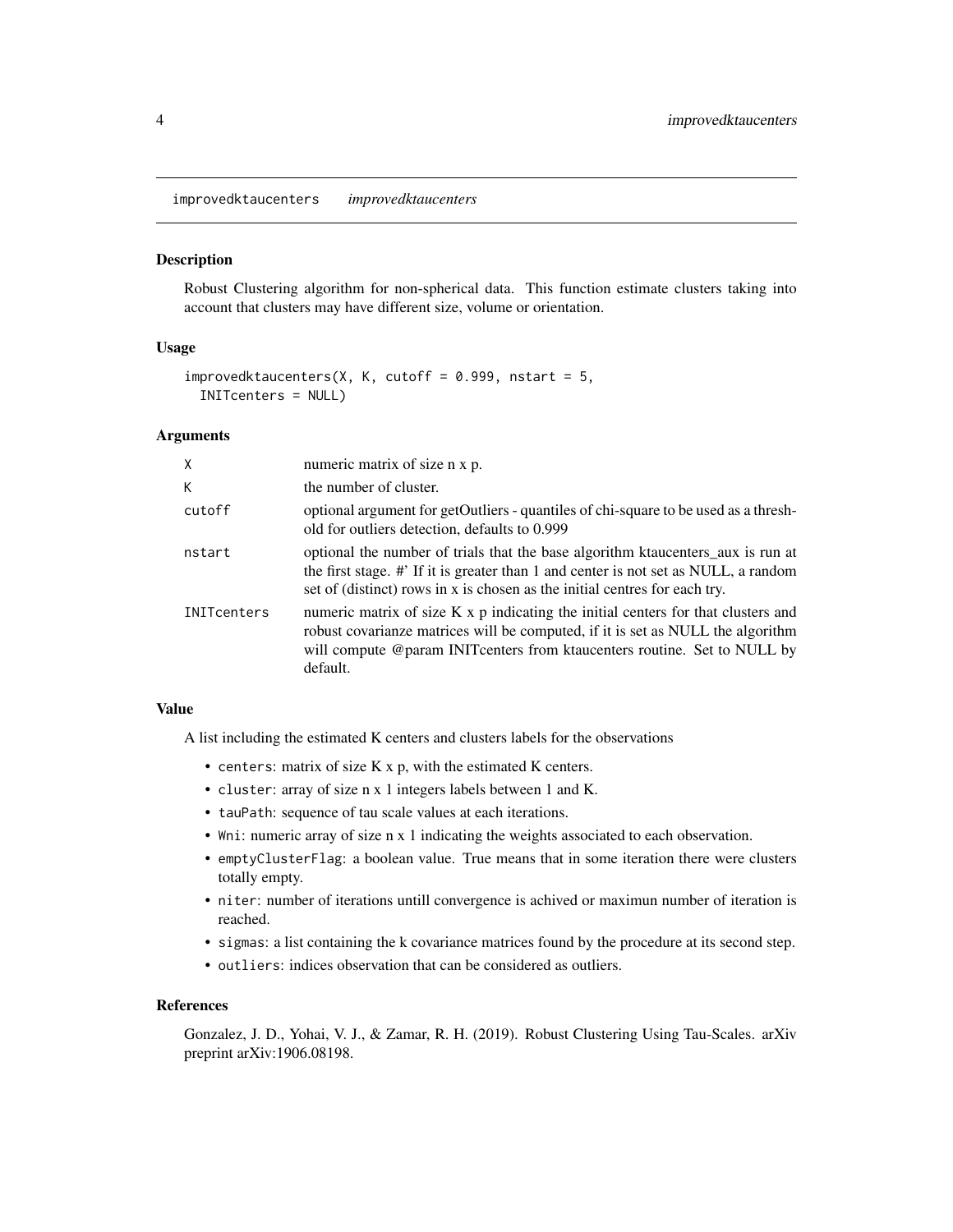## improvedktaucenters *improvedktaucenters*

### Description

Robust Clustering algorithm for non-spherical data. This function estimate clusters taking into account that clusters may have different size, volume or orientation.

### Usage

```
improvedktaucenters(X, K, cutoff = 0.999, nstart = 5,
  INITcenters = NULL)
```

### Arguments

| | |
|---|---|
| X | numeric matrix of size n x p. |
| K | the number of cluster. |
| cutoff | optional argument for getOutliers - quantiles of chi-square to be used as a threshold for outliers detection, defaults to 0.999 |
| nstart | optional the number of trials that the base algorithm ktaucenters_aux is run at the first stage. #' If it is greater than 1 and center is not set as NULL, a random set of (distinct) rows in x is chosen as the initial centres for each try. |
| INITcenters | numeric matrix of size K x p indicating the initial centers for that clusters and robust covarianze matrices will be computed, if it is set as NULL the algorithm will compute @param INITcenters from ktaucenters routine. Set to NULL by default. |

### Value

A list including the estimated K centers and clusters labels for the observations

- centers: matrix of size K x p, with the estimated K centers.
- cluster: array of size n x 1 integers labels between 1 and K.
- tauPath: sequence of tau scale values at each iterations.
- Wni: numeric array of size n x 1 indicating the weights associated to each observation.
- emptyClusterFlag: a boolean value. True means that in some iteration there were clusters totally empty.
- niter: number of iterations untill convergence is achived or maximun number of iteration is reached.
- sigmas: a list containing the k covariance matrices found by the procedure at its second step.
- outliers: indices observation that can be considered as outliers.

### References

Gonzalez, J. D., Yohai, V. J., & Zamar, R. H. (2019). Robust Clustering Using Tau-Scales. arXiv preprint arXiv:1906.08198.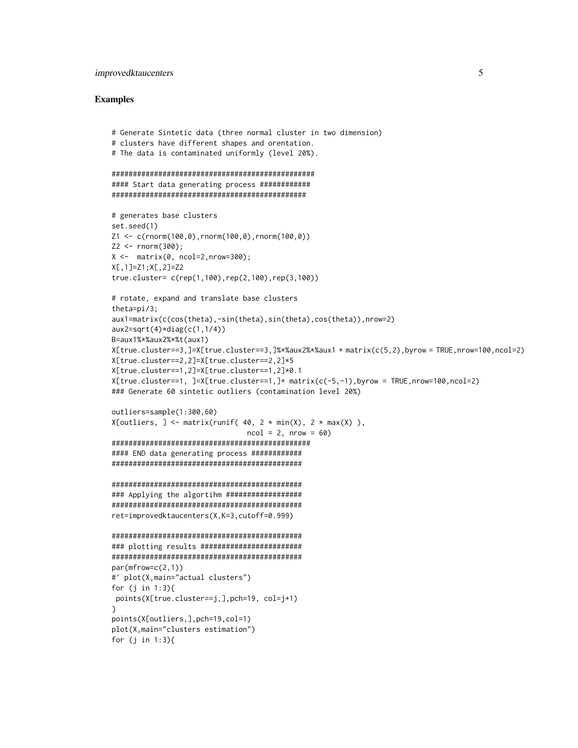## Examples

```
# Generate Sintetic data (three normal cluster in two dimension)
# clusters have different shapes and orentation.
# The data is contaminated uniformly (level 20%).

################################################
#### Start data generating process ############
##############################################

# generates base clusters
set.seed(1)
Z1 <- c(rnorm(100,0),rnorm(100,0),rnorm(100,0))
Z2 <- rnorm(300);
X <-  matrix(0, ncol=2,nrow=300);
X[,1]=Z1;X[,2]=Z2
true.cluster= c(rep(1,100),rep(2,100),rep(3,100))

# rotate, expand and translate base clusters
theta=pi/3;
aux1=matrix(c(cos(theta),-sin(theta),sin(theta),cos(theta)),nrow=2)
aux2=sqrt(4)*diag(c(1,1/4))
B=aux1%*%aux2%*%t(aux1)
X[true.cluster==3,]=X[true.cluster==3,]%*%aux2%*%aux1 + matrix(c(5,2),byrow = TRUE,nrow=100,ncol=2)
X[true.cluster==2,2]=X[true.cluster==2,2]*5
X[true.cluster==1,2]=X[true.cluster==1,2]*0.1
X[true.cluster==1, ]=X[true.cluster==1,]+ matrix(c(-5,-1),byrow = TRUE,nrow=100,ncol=2)
### Generate 60 sintetic outliers (contamination level 20%)

outliers=sample(1:300,60)
X[outliers, ] <- matrix(runif( 40, 2 * min(X), 2 * max(X) ),
                                ncol = 2, nrow = 60)
###############################################
#### END data generating process ############
#############################################

#############################################
### Applying the algortihm ##################
#############################################
ret=improvedktaucenters(X,K=3,cutoff=0.999)

#############################################
### plotting results ########################
#############################################
par(mfrow=c(2,1))
#' plot(X,main="actual clusters")
for (j in 1:3){
 points(X[true.cluster==j,],pch=19, col=j+1)
}
points(X[outliers,],pch=19,col=1)
plot(X,main="clusters estimation")
for (j in 1:3){
```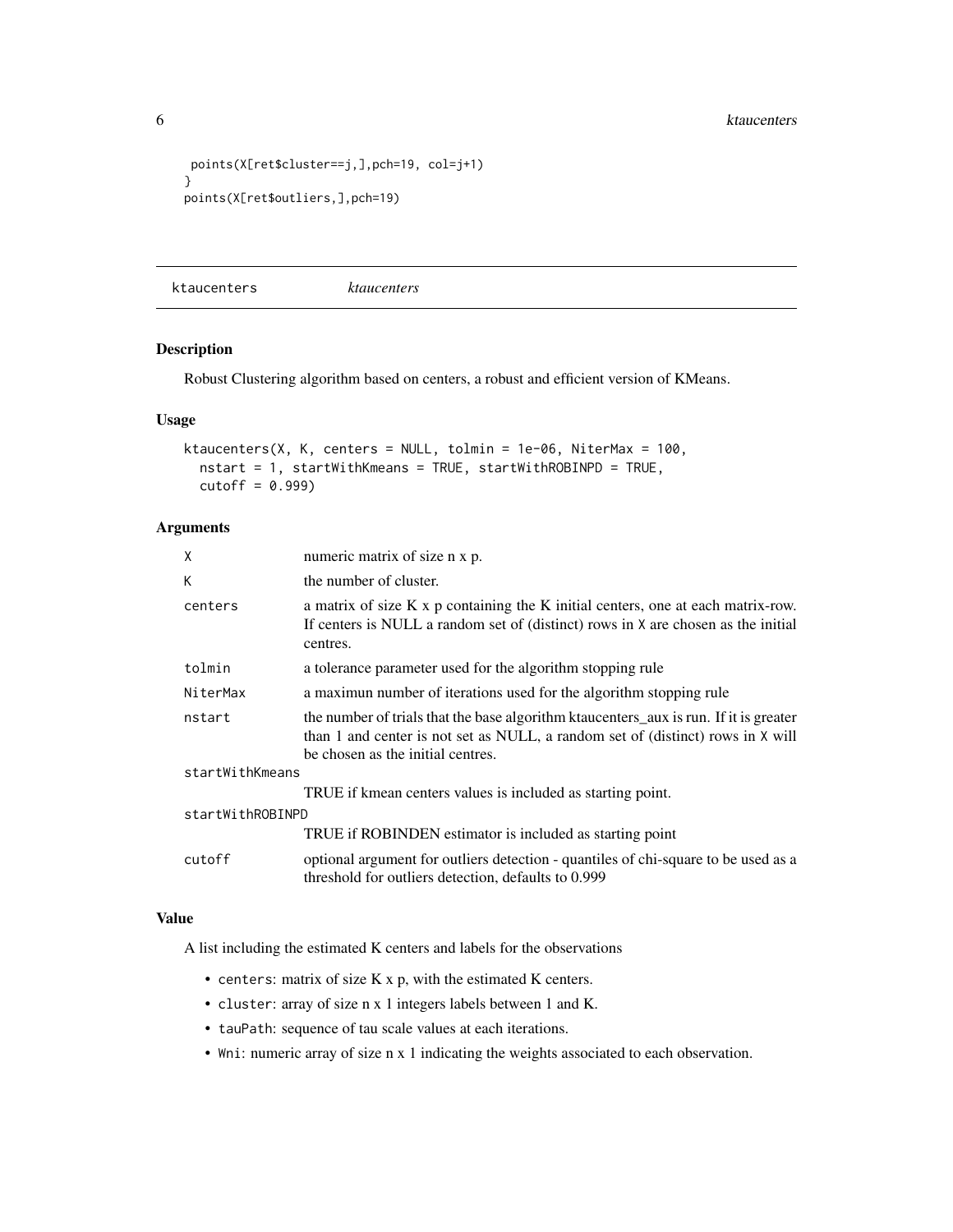```
 points(X[ret$cluster==j,],pch=19, col=j+1)
}
points(X[ret$outliers,],pch=19)
```

## ktaucenters — *ktaucenters*

### Description

Robust Clustering algorithm based on centers, a robust and efficient version of KMeans.

### Usage

```
ktaucenters(X, K, centers = NULL, tolmin = 1e-06, NiterMax = 100,
  nstart = 1, startWithKmeans = TRUE, startWithROBINPD = TRUE,
  cutoff = 0.999)
```

### Arguments

| | |
|---|---|
| X | numeric matrix of size n x p. |
| K | the number of cluster. |
| centers | a matrix of size K x p containing the K initial centers, one at each matrix-row. If centers is NULL a random set of (distinct) rows in X are chosen as the initial centres. |
| tolmin | a tolerance parameter used for the algorithm stopping rule |
| NiterMax | a maximun number of iterations used for the algorithm stopping rule |
| nstart | the number of trials that the base algorithm ktaucenters_aux is run. If it is greater than 1 and center is not set as NULL, a random set of (distinct) rows in X will be chosen as the initial centres. |
| startWithKmeans | TRUE if kmean centers values is included as starting point. |
| startWithROBINPD | TRUE if ROBINDEN estimator is included as starting point |
| cutoff | optional argument for outliers detection - quantiles of chi-square to be used as a threshold for outliers detection, defaults to 0.999 |

### Value

A list including the estimated K centers and labels for the observations

- `centers`: matrix of size K x p, with the estimated K centers.
- `cluster`: array of size n x 1 integers labels between 1 and K.
- `tauPath`: sequence of tau scale values at each iterations.
- `Wni`: numeric array of size n x 1 indicating the weights associated to each observation.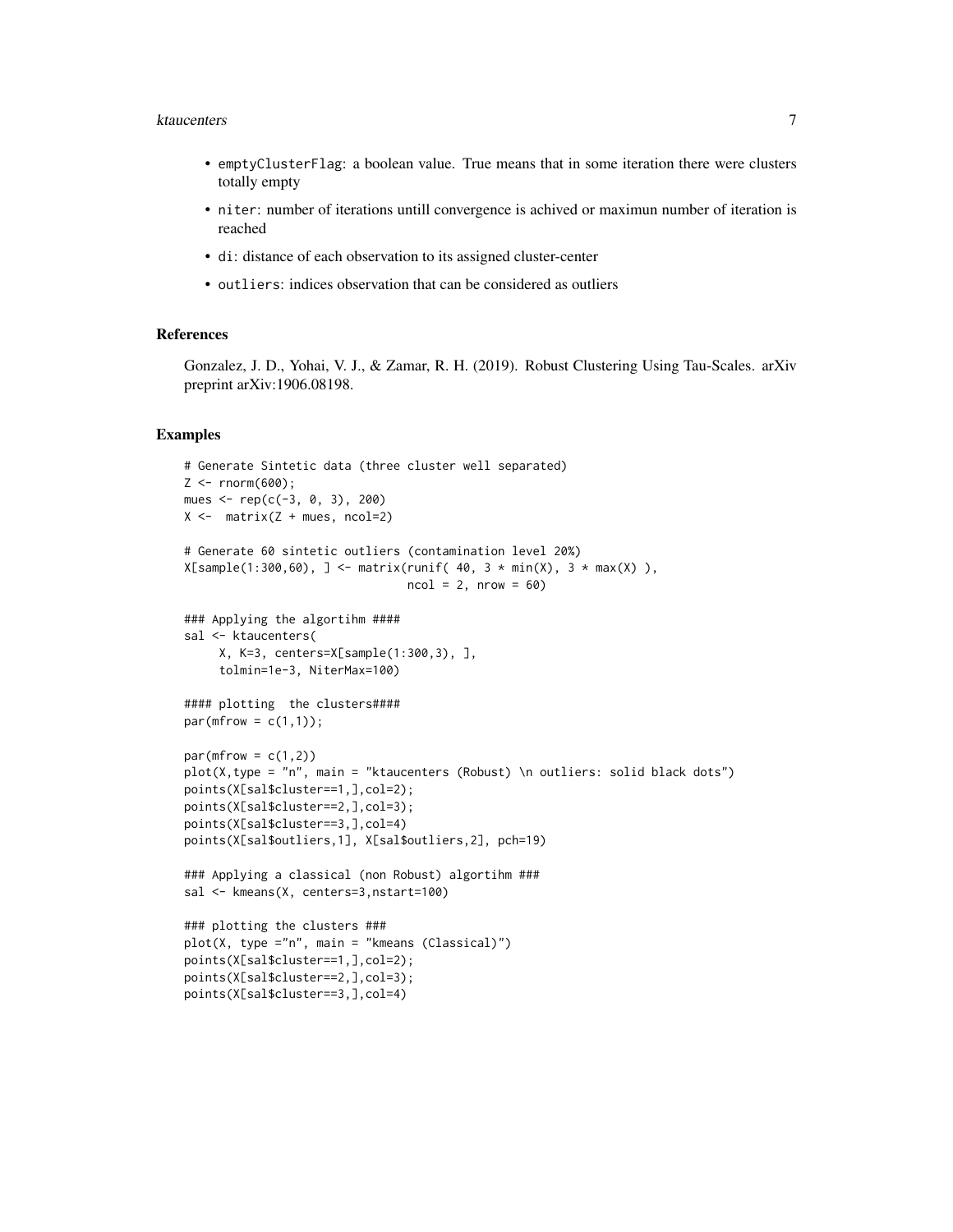- `emptyClusterFlag`: a boolean value. True means that in some iteration there were clusters totally empty
- `niter`: number of iterations untill convergence is achived or maximun number of iteration is reached
- `di`: distance of each observation to its assigned cluster-center
- `outliers`: indices observation that can be considered as outliers

## References

Gonzalez, J. D., Yohai, V. J., & Zamar, R. H. (2019). Robust Clustering Using Tau-Scales. arXiv preprint arXiv:1906.08198.

## Examples

```
# Generate Sintetic data (three cluster well separated)
Z <- rnorm(600);
mues <- rep(c(-3, 0, 3), 200)
X <-  matrix(Z + mues, ncol=2)

# Generate 60 sintetic outliers (contamination level 20%)
X[sample(1:300,60), ] <- matrix(runif( 40, 3 * min(X), 3 * max(X) ),
                                ncol = 2, nrow = 60)

### Applying the algortihm ####
sal <- ktaucenters(
     X, K=3, centers=X[sample(1:300,3), ],
     tolmin=1e-3, NiterMax=100)

#### plotting  the clusters####
par(mfrow = c(1,1));

par(mfrow = c(1,2))
plot(X,type = "n", main = "ktaucenters (Robust) \n outliers: solid black dots")
points(X[sal$cluster==1,],col=2);
points(X[sal$cluster==2,],col=3);
points(X[sal$cluster==3,],col=4)
points(X[sal$outliers,1], X[sal$outliers,2], pch=19)

### Applying a classical (non Robust) algortihm ###
sal <- kmeans(X, centers=3,nstart=100)

### plotting the clusters ###
plot(X, type ="n", main = "kmeans (Classical)")
points(X[sal$cluster==1,],col=2);
points(X[sal$cluster==2,],col=3);
points(X[sal$cluster==3,],col=4)
```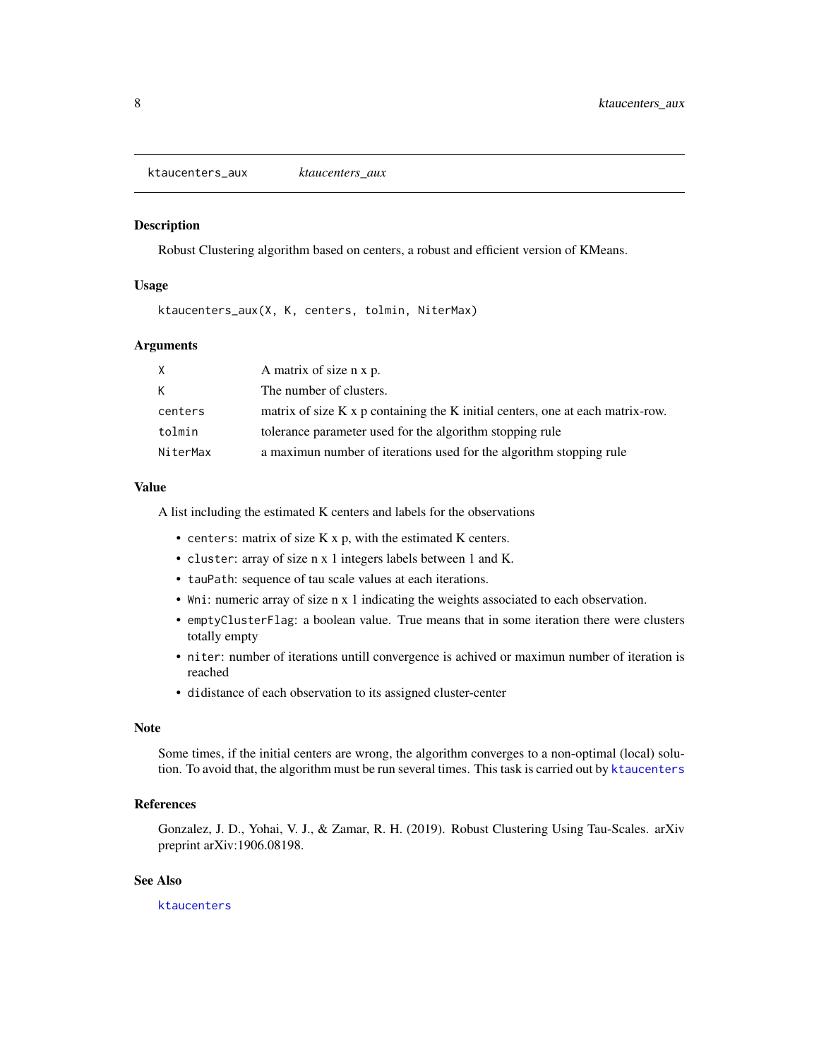ktaucenters_aux *ktaucenters_aux*

### Description

Robust Clustering algorithm based on centers, a robust and efficient version of KMeans.

### Usage

```
ktaucenters_aux(X, K, centers, tolmin, NiterMax)
```

### Arguments

| | |
|---|---|
| `X` | A matrix of size n x p. |
| `K` | The number of clusters. |
| `centers` | matrix of size K x p containing the K initial centers, one at each matrix-row. |
| `tolmin` | tolerance parameter used for the algorithm stopping rule |
| `NiterMax` | a maximun number of iterations used for the algorithm stopping rule |

### Value

A list including the estimated K centers and labels for the observations

- `centers`: matrix of size K x p, with the estimated K centers.
- `cluster`: array of size n x 1 integers labels between 1 and K.
- `tauPath`: sequence of tau scale values at each iterations.
- `Wni`: numeric array of size n x 1 indicating the weights associated to each observation.
- `emptyClusterFlag`: a boolean value. True means that in some iteration there were clusters totally empty
- `niter`: number of iterations untill convergence is achived or maximun number of iteration is reached
- `di`distance of each observation to its assigned cluster-center

### Note

Some times, if the initial centers are wrong, the algorithm converges to a non-optimal (local) solution. To avoid that, the algorithm must be run several times. This task is carried out by `ktaucenters`

### References

Gonzalez, J. D., Yohai, V. J., & Zamar, R. H. (2019). Robust Clustering Using Tau-Scales. arXiv preprint arXiv:1906.08198.

### See Also

`ktaucenters`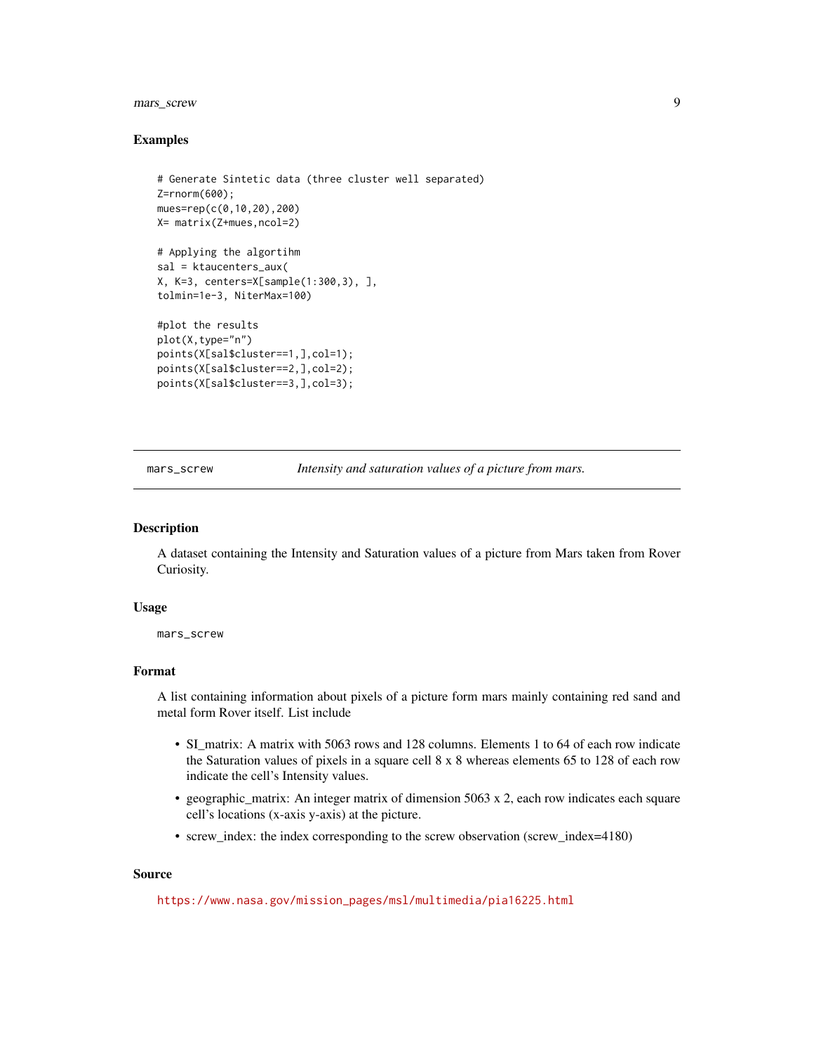### Examples

```
# Generate Sintetic data (three cluster well separated)
Z=rnorm(600);
mues=rep(c(0,10,20),200)
X= matrix(Z+mues,ncol=2)

# Applying the algortihm
sal = ktaucenters_aux(
X, K=3, centers=X[sample(1:300,3), ],
tolmin=1e-3, NiterMax=100)

#plot the results
plot(X,type="n")
points(X[sal$cluster==1,],col=1);
points(X[sal$cluster==2,],col=2);
points(X[sal$cluster==3,],col=3);
```

---

## mars_screw — *Intensity and saturation values of a picture from mars.*

---

### Description

A dataset containing the Intensity and Saturation values of a picture from Mars taken from Rover Curiosity.

### Usage

```
mars_screw
```

### Format

A list containing information about pixels of a picture form mars mainly containing red sand and metal form Rover itself. List include

- SI_matrix: A matrix with 5063 rows and 128 columns. Elements 1 to 64 of each row indicate the Saturation values of pixels in a square cell 8 x 8 whereas elements 65 to 128 of each row indicate the cell's Intensity values.
- geographic_matrix: An integer matrix of dimension 5063 x 2, each row indicates each square cell's locations (x-axis y-axis) at the picture.
- screw_index: the index corresponding to the screw observation (screw_index=4180)

### Source

https://www.nasa.gov/mission_pages/msl/multimedia/pia16225.html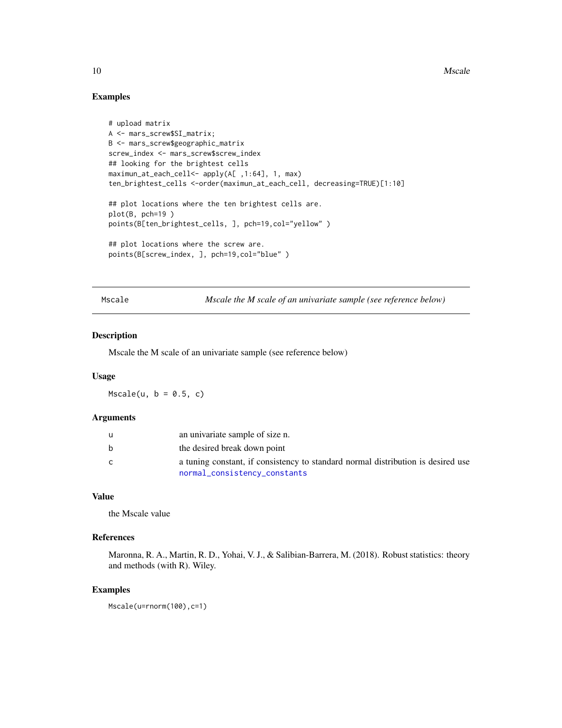## Examples

```
# upload matrix
A <- mars_screw$SI_matrix;
B <- mars_screw$geographic_matrix
screw_index <- mars_screw$screw_index
## looking for the brightest cells
maximun_at_each_cell<- apply(A[ ,1:64], 1, max)
ten_brightest_cells <-order(maximun_at_each_cell, decreasing=TRUE)[1:10]

## plot locations where the ten brightest cells are.
plot(B, pch=19 )
points(B[ten_brightest_cells, ], pch=19,col="yellow" )

## plot locations where the screw are.
points(B[screw_index, ], pch=19,col="blue" )
```

---

# Mscale — *Mscale the M scale of an univariate sample (see reference below)*

## Description

Mscale the M scale of an univariate sample (see reference below)

## Usage

```
Mscale(u, b = 0.5, c)
```

## Arguments

| | |
|---|---|
| u | an univariate sample of size n. |
| b | the desired break down point |
| c | a tuning constant, if consistency to standard normal distribution is desired use `normal_consistency_constants` |

## Value

the Mscale value

## References

Maronna, R. A., Martin, R. D., Yohai, V. J., & Salibian-Barrera, M. (2018). Robust statistics: theory and methods (with R). Wiley.

## Examples

```
Mscale(u=rnorm(100),c=1)
```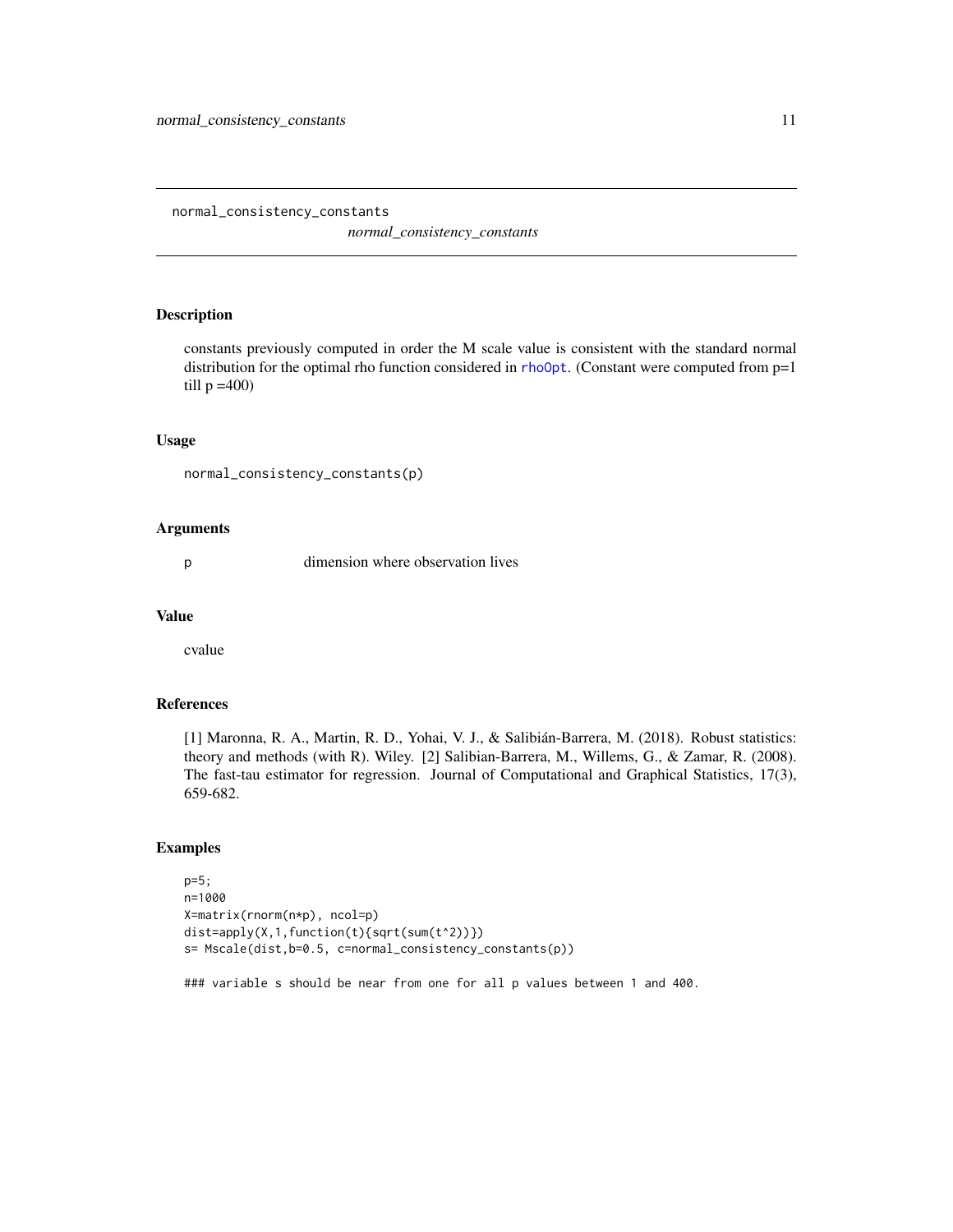normal_consistency_constants

*normal_consistency_constants*

## Description

constants previously computed in order the M scale value is consistent with the standard normal distribution for the optimal rho function considered in `rhoOpt`. (Constant were computed from p=1 till p =400)

## Usage

```
normal_consistency_constants(p)
```

## Arguments

| | |
|---|---|
| p | dimension where observation lives |

## Value

cvalue

## References

[1] Maronna, R. A., Martin, R. D., Yohai, V. J., & Salibián-Barrera, M. (2018). Robust statistics: theory and methods (with R). Wiley. [2] Salibian-Barrera, M., Willems, G., & Zamar, R. (2008). The fast-tau estimator for regression. Journal of Computational and Graphical Statistics, 17(3), 659-682.

## Examples

```
p=5;
n=1000
X=matrix(rnorm(n*p), ncol=p)
dist=apply(X,1,function(t){sqrt(sum(t^2))})
s= Mscale(dist,b=0.5, c=normal_consistency_constants(p))

### variable s should be near from one for all p values between 1 and 400.
```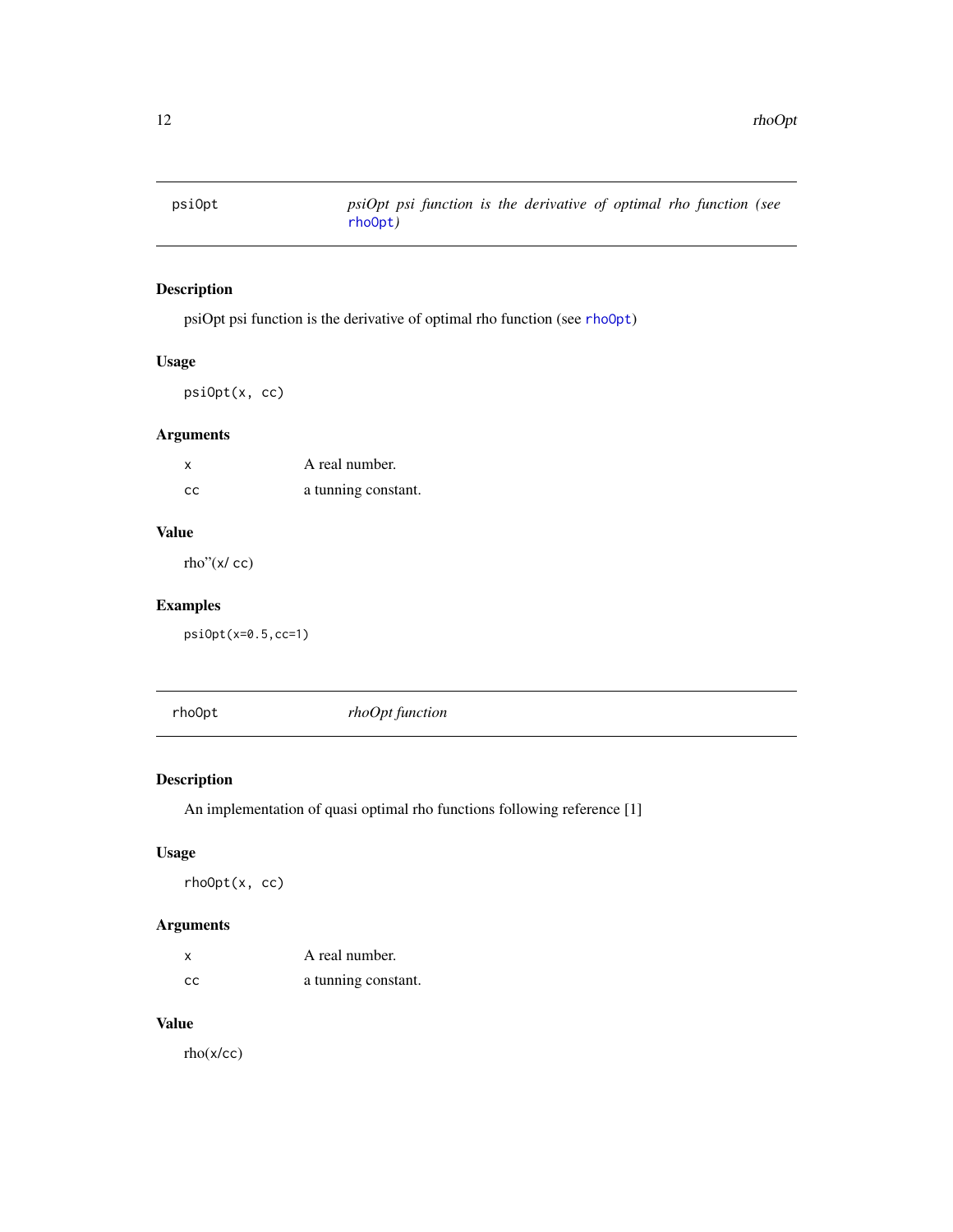## psiOpt — *psiOpt psi function is the derivative of optimal rho function (see* `rhoOpt`*)*

### Description

psiOpt psi function is the derivative of optimal rho function (see `rhoOpt`)

### Usage

```
psiOpt(x, cc)
```

### Arguments

| | |
|---|---|
| `x` | A real number. |
| `cc` | a tunning constant. |

### Value

rho''(x/ cc)

### Examples

```
psiOpt(x=0.5,cc=1)
```

## rhoOpt — *rhoOpt function*

### Description

An implementation of quasi optimal rho functions following reference [1]

### Usage

```
rhoOpt(x, cc)
```

### Arguments

| | |
|---|---|
| `x` | A real number. |
| `cc` | a tunning constant. |

### Value

rho(x/cc)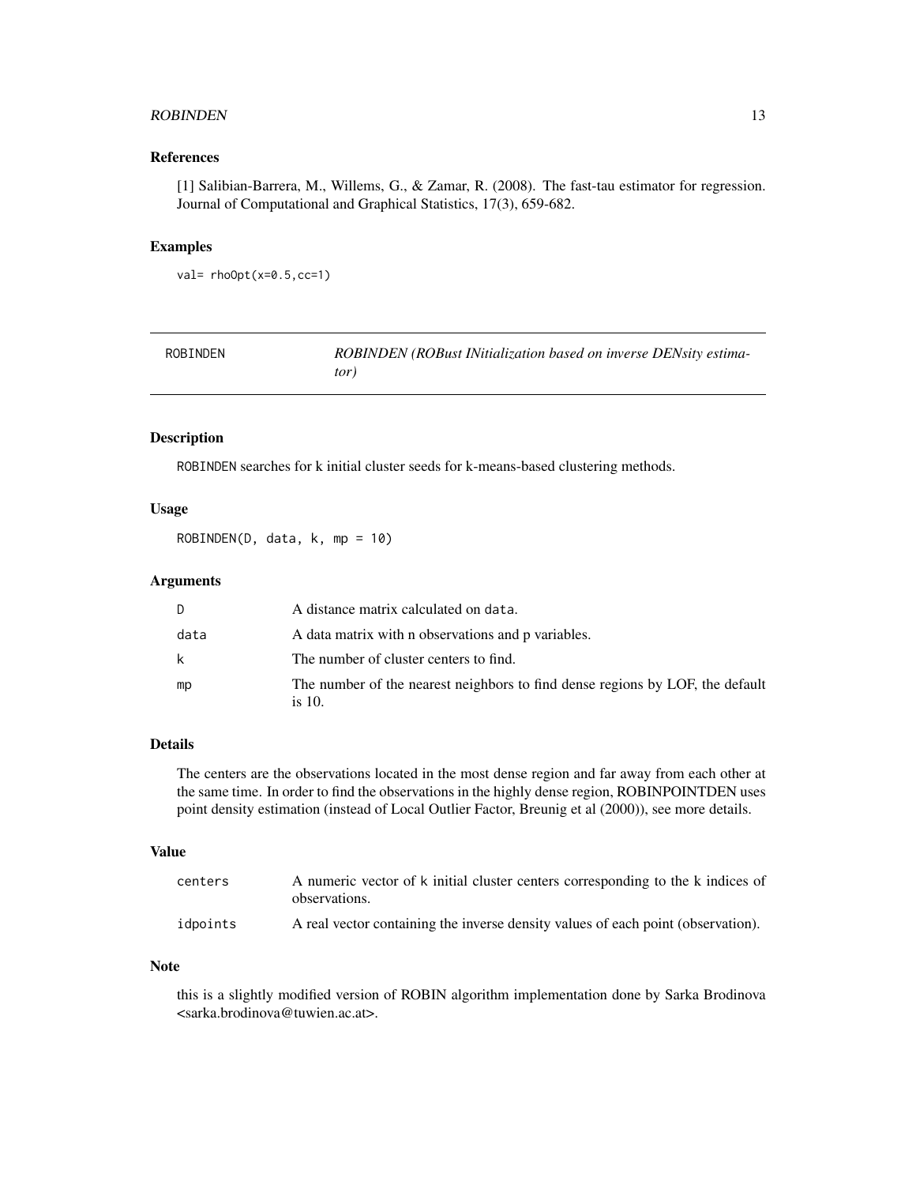### References

[1] Salibian-Barrera, M., Willems, G., & Zamar, R. (2008). The fast-tau estimator for regression. Journal of Computational and Graphical Statistics, 17(3), 659-682.

### Examples

```
val= rhoOpt(x=0.5,cc=1)
```

---

## ROBINDEN — *ROBINDEN (ROBust INitialization based on inverse DENsity estimator)*

---

### Description

ROBINDEN searches for k initial cluster seeds for k-means-based clustering methods.

### Usage

```
ROBINDEN(D, data, k, mp = 10)
```

### Arguments

| | |
|---|---|
| D | A distance matrix calculated on data. |
| data | A data matrix with n observations and p variables. |
| k | The number of cluster centers to find. |
| mp | The number of the nearest neighbors to find dense regions by LOF, the default is 10. |

### Details

The centers are the observations located in the most dense region and far away from each other at the same time. In order to find the observations in the highly dense region, ROBINPOINTDEN uses point density estimation (instead of Local Outlier Factor, Breunig et al (2000)), see more details.

### Value

| | |
|---|---|
| centers | A numeric vector of k initial cluster centers corresponding to the k indices of observations. |
| idpoints | A real vector containing the inverse density values of each point (observation). |

### Note

this is a slightly modified version of ROBIN algorithm implementation done by Sarka Brodinova <sarka.brodinova@tuwien.ac.at>.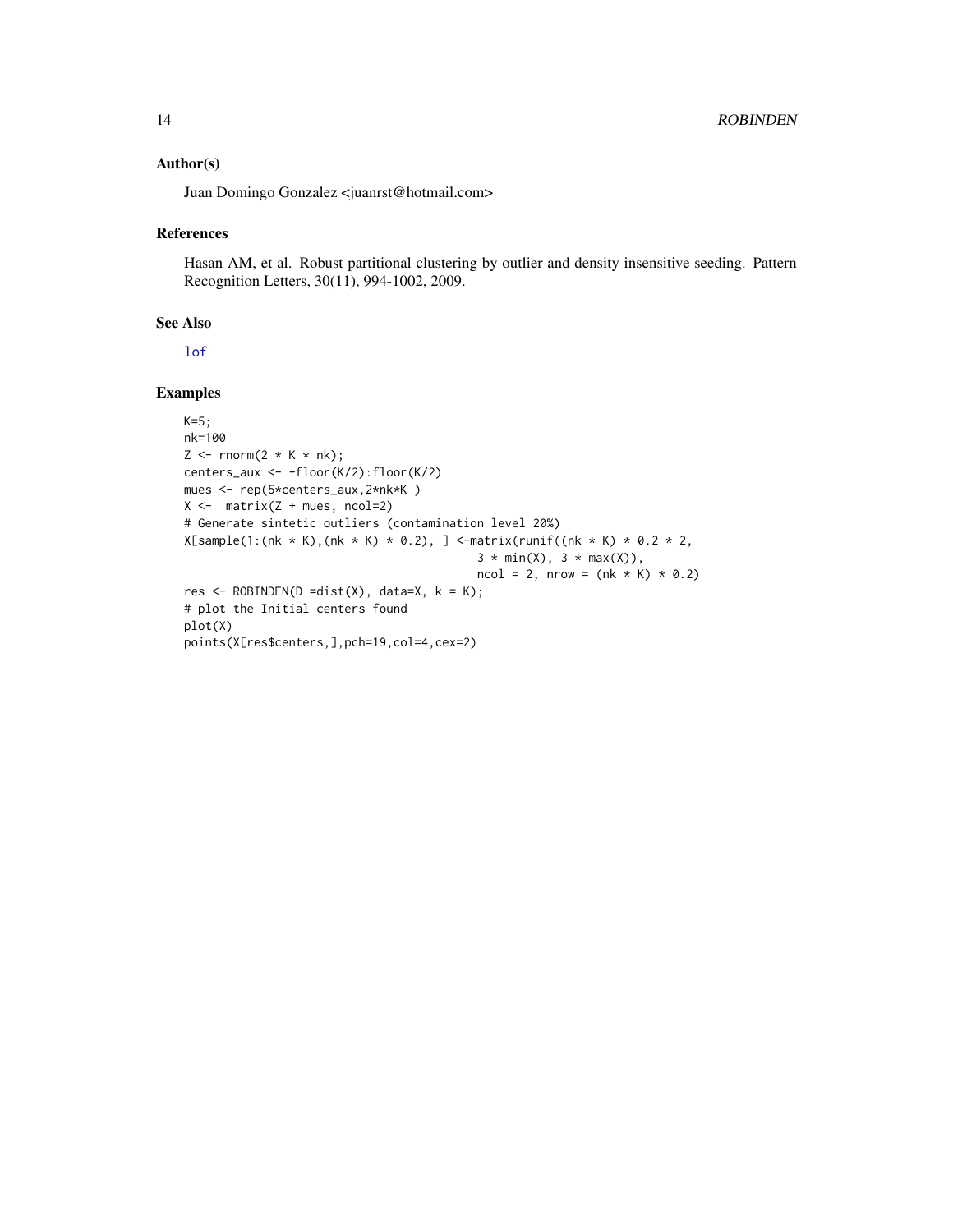## Author(s)

Juan Domingo Gonzalez <juanrst@hotmail.com>

## References

Hasan AM, et al. Robust partitional clustering by outlier and density insensitive seeding. Pattern Recognition Letters, 30(11), 994-1002, 2009.

## See Also

lof

## Examples

```
K=5;
nk=100
Z <- rnorm(2 * K * nk);
centers_aux <- -floor(K/2):floor(K/2)
mues <- rep(5*centers_aux,2*nk*K )
X <-  matrix(Z + mues, ncol=2)
# Generate sintetic outliers (contamination level 20%)
X[sample(1:(nk * K),(nk * K) * 0.2), ] <-matrix(runif((nk * K) * 0.2 * 2,
                                          3 * min(X), 3 * max(X)),
                                          ncol = 2, nrow = (nk * K) * 0.2)
res <- ROBINDEN(D =dist(X), data=X, k = K);
# plot the Initial centers found
plot(X)
points(X[res$centers,],pch=19,col=4,cex=2)
```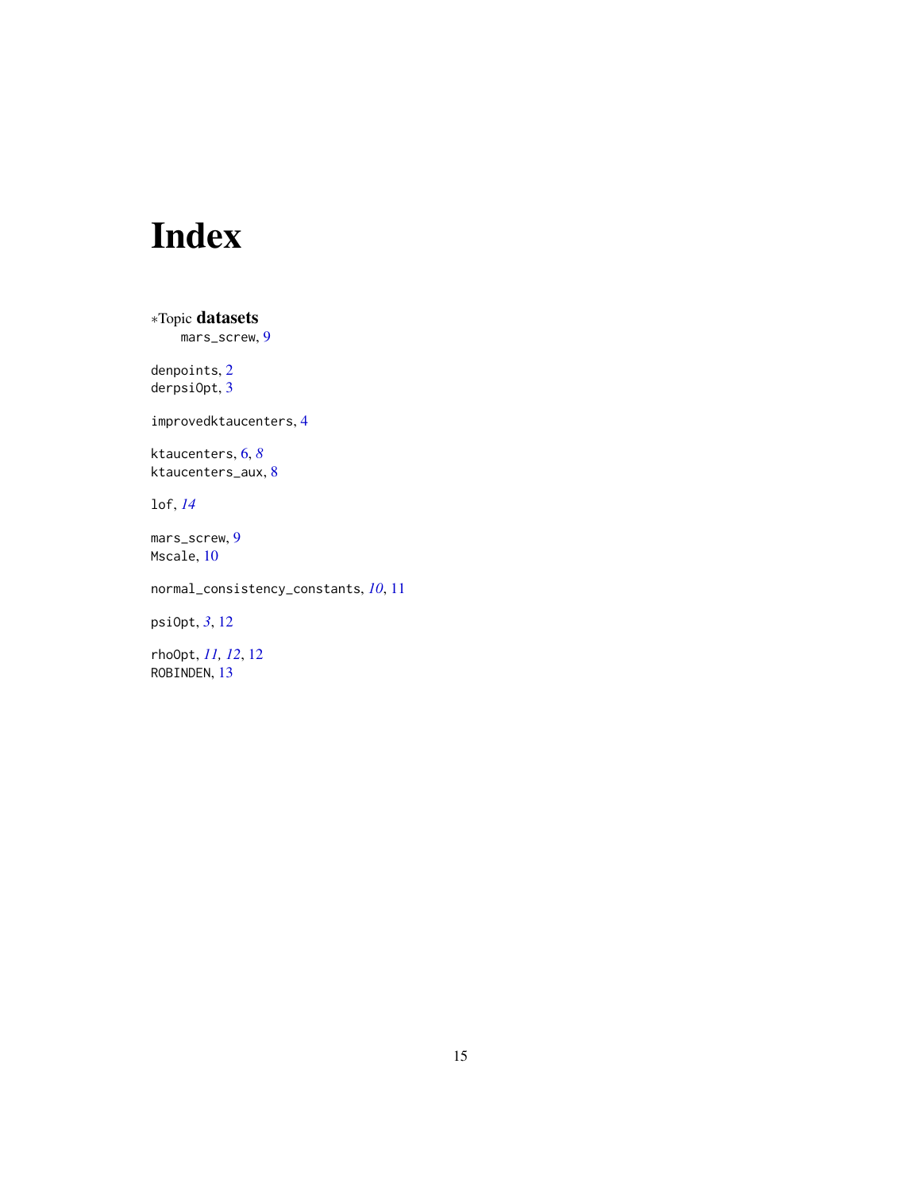# Index

∗Topic **datasets**

mars_screw, 9

denpoints, 2
derpsiOpt, 3

improvedktaucenters, 4

ktaucenters, 6, *8*
ktaucenters_aux, 8

lof, *14*

mars_screw, 9
Mscale, 10

normal_consistency_constants, *10*, 11

psiOpt, *3*, 12

rhoOpt, *11, 12*, 12
ROBINDEN, 13